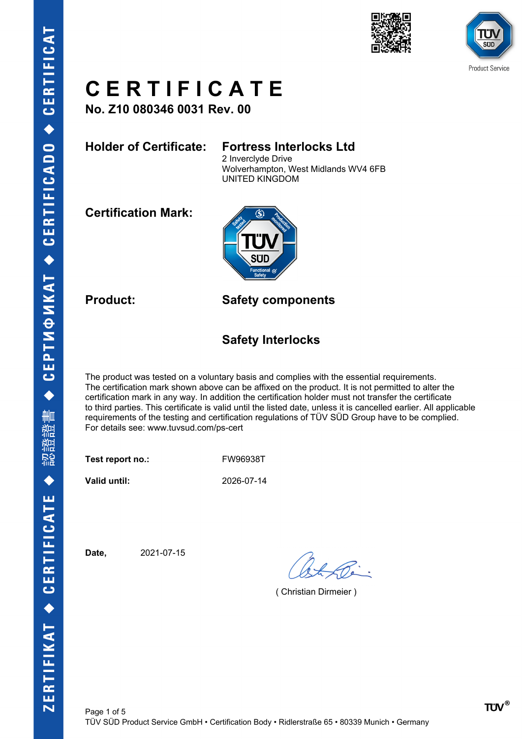# CERTIFICATE

**No. Z10 080346 0031 Rev. 00**

**Holder of Certificate:** **Fortress Interlocks Ltd**
2 Inverclyde Drive
Wolverhampton, West Midlands WV4 6FB
UNITED KINGDOM

**Certification Mark:**

**Product:** **Safety components**

**Safety Interlocks**

The product was tested on a voluntary basis and complies with the essential requirements. The certification mark shown above can be affixed on the product. It is not permitted to alter the certification mark in any way. In addition the certification holder must not transfer the certificate to third parties. This certificate is valid until the listed date, unless it is cancelled earlier. All applicable requirements of the testing and certification regulations of TÜV SÜD Group have to be complied. For details see: www.tuvsud.com/ps-cert

**Test report no.:** FW96938T

**Valid until:** 2026-07-14

**Date,** 2021-07-15

( Christian Dirmeier )

TÜV SÜD Product Service GmbH • Certification Body • Ridlerstraße 65 • 80339 Munich • Germany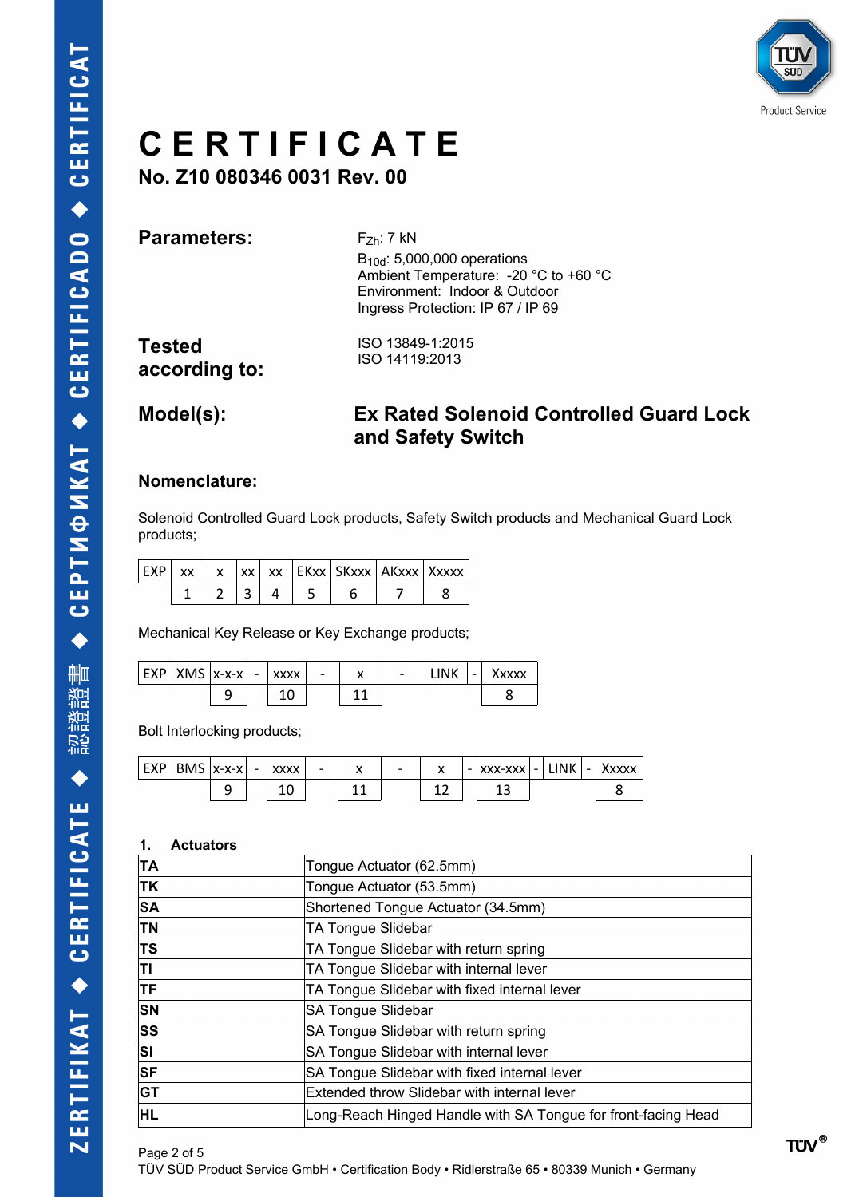# CERTIFICATE

## No. Z10 080346 0031 Rev. 00

**Parameters:**

$F_{Zh}$: 7 kN
$B_{10d}$: 5,000,000 operations
Ambient Temperature: -20 °C to +60 °C
Environment: Indoor & Outdoor
Ingress Protection: IP 67 / IP 69

**Tested according to:**

ISO 13849-1:2015
ISO 14119:2013

**Model(s):**

**Ex Rated Solenoid Controlled Guard Lock and Safety Switch**

**Nomenclature:**

Solenoid Controlled Guard Lock products, Safety Switch products and Mechanical Guard Lock products;

| EXP | xx | x | xx | xx | EKxx | SKxxx | AKxxx | Xxxxx |
|---|---|---|---|---|---|---|---|---|
| | 1 | 2 | 3 | 4 | 5 | 6 | 7 | 8 |

Mechanical Key Release or Key Exchange products;

| EXP | XMS | x-x-x | - | xxxx | - | x | - | LINK | - | Xxxxx |
|---|---|---|---|---|---|---|---|---|---|---|
| | | 9 | | 10 | | 11 | | | | 8 |

Bolt Interlocking products;

| EXP | BMS | x-x-x | - | xxxx | - | x | - | x | - | xxx-xxx | - | LINK | - | Xxxxx |
|---|---|---|---|---|---|---|---|---|---|---|---|---|---|---|
| | | 9 | | 10 | | 11 | | 12 | | 13 | | | | 8 |

**1. Actuators**

| | |
|---|---|
| **TA** | Tongue Actuator (62.5mm) |
| **TK** | Tongue Actuator (53.5mm) |
| **SA** | Shortened Tongue Actuator (34.5mm) |
| **TN** | TA Tongue Slidebar |
| **TS** | TA Tongue Slidebar with return spring |
| **TI** | TA Tongue Slidebar with internal lever |
| **TF** | TA Tongue Slidebar with fixed internal lever |
| **SN** | SA Tongue Slidebar |
| **SS** | SA Tongue Slidebar with return spring |
| **SI** | SA Tongue Slidebar with internal lever |
| **SF** | SA Tongue Slidebar with fixed internal lever |
| **GT** | Extended throw Slidebar with internal lever |
| **HL** | Long-Reach Hinged Handle with SA Tongue for front-facing Head |

TÜV SÜD Product Service GmbH • Certification Body • Ridlerstraße 65 • 80339 Munich • Germany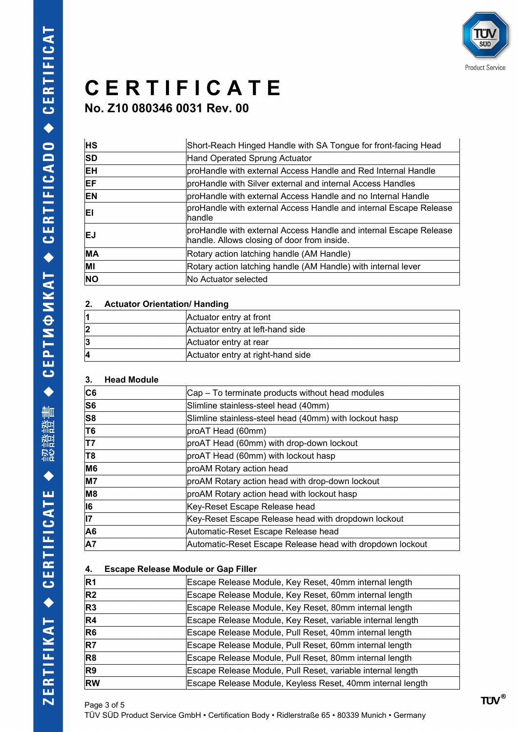# CERTIFICATE

**No. Z10 080346 0031 Rev. 00**

| | |
|---|---|
| **HS** | Short-Reach Hinged Handle with SA Tongue for front-facing Head |
| **SD** | Hand Operated Sprung Actuator |
| **EH** | proHandle with external Access Handle and Red Internal Handle |
| **EF** | proHandle with Silver external and internal Access Handles |
| **EN** | proHandle with external Access Handle and no Internal Handle |
| **EI** | proHandle with external Access Handle and internal Escape Release handle |
| **EJ** | proHandle with external Access Handle and internal Escape Release handle. Allows closing of door from inside. |
| **MA** | Rotary action latching handle (AM Handle) |
| **MI** | Rotary action latching handle (AM Handle) with internal lever |
| **NO** | No Actuator selected |

**2. Actuator Orientation/ Handing**

| | |
|---|---|
| **1** | Actuator entry at front |
| **2** | Actuator entry at left-hand side |
| **3** | Actuator entry at rear |
| **4** | Actuator entry at right-hand side |

**3. Head Module**

| | |
|---|---|
| **C6** | Cap – To terminate products without head modules |
| **S6** | Slimline stainless-steel head (40mm) |
| **S8** | Slimline stainless-steel head (40mm) with lockout hasp |
| **T6** | proAT Head (60mm) |
| **T7** | proAT Head (60mm) with drop-down lockout |
| **T8** | proAT Head (60mm) with lockout hasp |
| **M6** | proAM Rotary action head |
| **M7** | proAM Rotary action head with drop-down lockout |
| **M8** | proAM Rotary action head with lockout hasp |
| **I6** | Key-Reset Escape Release head |
| **I7** | Key-Reset Escape Release head with dropdown lockout |
| **A6** | Automatic-Reset Escape Release head |
| **A7** | Automatic-Reset Escape Release head with dropdown lockout |

**4. Escape Release Module or Gap Filler**

| | |
|---|---|
| **R1** | Escape Release Module, Key Reset, 40mm internal length |
| **R2** | Escape Release Module, Key Reset, 60mm internal length |
| **R3** | Escape Release Module, Key Reset, 80mm internal length |
| **R4** | Escape Release Module, Key Reset, variable internal length |
| **R6** | Escape Release Module, Pull Reset, 40mm internal length |
| **R7** | Escape Release Module, Pull Reset, 60mm internal length |
| **R8** | Escape Release Module, Pull Reset, 80mm internal length |
| **R9** | Escape Release Module, Pull Reset, variable internal length |
| **RW** | Escape Release Module, Keyless Reset, 40mm internal length |

TÜV SÜD Product Service GmbH • Certification Body • Ridlerstraße 65 • 80339 Munich • Germany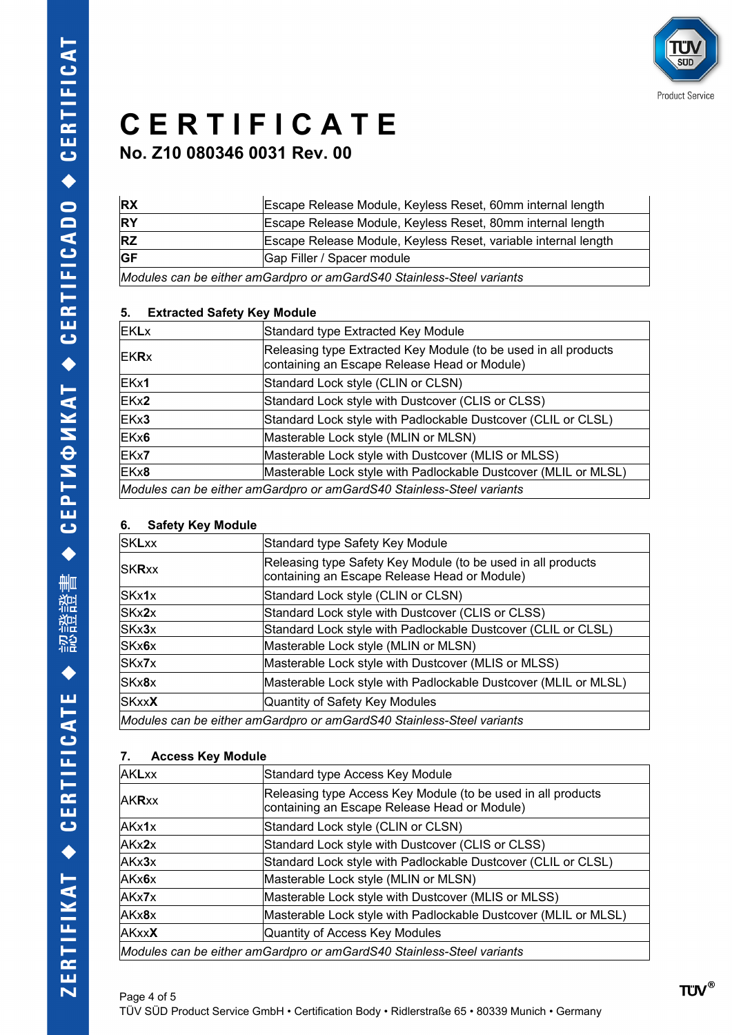# CERTIFICATE

**No. Z10 080346 0031 Rev. 00**

| | |
|---|---|
| **RX** | Escape Release Module, Keyless Reset, 60mm internal length |
| **RY** | Escape Release Module, Keyless Reset, 80mm internal length |
| **RZ** | Escape Release Module, Keyless Reset, variable internal length |
| **GF** | Gap Filler / Spacer module |
| *Modules can be either amGardpro or amGardS40 Stainless-Steel variants* | |

## 5. Extracted Safety Key Module

| | |
|---|---|
| EK**L**x | Standard type Extracted Key Module |
| EK**R**x | Releasing type Extracted Key Module (to be used in all products containing an Escape Release Head or Module) |
| EKx**1** | Standard Lock style (CLIN or CLSN) |
| EKx**2** | Standard Lock style with Dustcover (CLIS or CLSS) |
| EKx**3** | Standard Lock style with Padlockable Dustcover (CLIL or CLSL) |
| EKx**6** | Masterable Lock style (MLIN or MLSN) |
| EKx**7** | Masterable Lock style with Dustcover (MLIS or MLSS) |
| EKx**8** | Masterable Lock style with Padlockable Dustcover (MLIL or MLSL) |
| *Modules can be either amGardpro or amGardS40 Stainless-Steel variants* | |

## 6. Safety Key Module

| | |
|---|---|
| SK**L**xx | Standard type Safety Key Module |
| SK**R**xx | Releasing type Safety Key Module (to be used in all products containing an Escape Release Head or Module) |
| SKx**1**x | Standard Lock style (CLIN or CLSN) |
| SKx**2**x | Standard Lock style with Dustcover (CLIS or CLSS) |
| SKx**3**x | Standard Lock style with Padlockable Dustcover (CLIL or CLSL) |
| SKx**6**x | Masterable Lock style (MLIN or MLSN) |
| SKx**7**x | Masterable Lock style with Dustcover (MLIS or MLSS) |
| SKx**8**x | Masterable Lock style with Padlockable Dustcover (MLIL or MLSL) |
| SKxx**X** | Quantity of Safety Key Modules |
| *Modules can be either amGardpro or amGardS40 Stainless-Steel variants* | |

## 7. Access Key Module

| | |
|---|---|
| AK**L**xx | Standard type Access Key Module |
| AK**R**xx | Releasing type Access Key Module (to be used in all products containing an Escape Release Head or Module) |
| AKx**1**x | Standard Lock style (CLIN or CLSN) |
| AKx**2**x | Standard Lock style with Dustcover (CLIS or CLSS) |
| AKx**3**x | Standard Lock style with Padlockable Dustcover (CLIL or CLSL) |
| AKx**6**x | Masterable Lock style (MLIN or MLSN) |
| AKx**7**x | Masterable Lock style with Dustcover (MLIS or MLSS) |
| AKx**8**x | Masterable Lock style with Padlockable Dustcover (MLIL or MLSL) |
| AKxx**X** | Quantity of Access Key Modules |
| *Modules can be either amGardpro or amGardS40 Stainless-Steel variants* | |

TÜV SÜD Product Service GmbH • Certification Body • Ridlerstraße 65 • 80339 Munich • Germany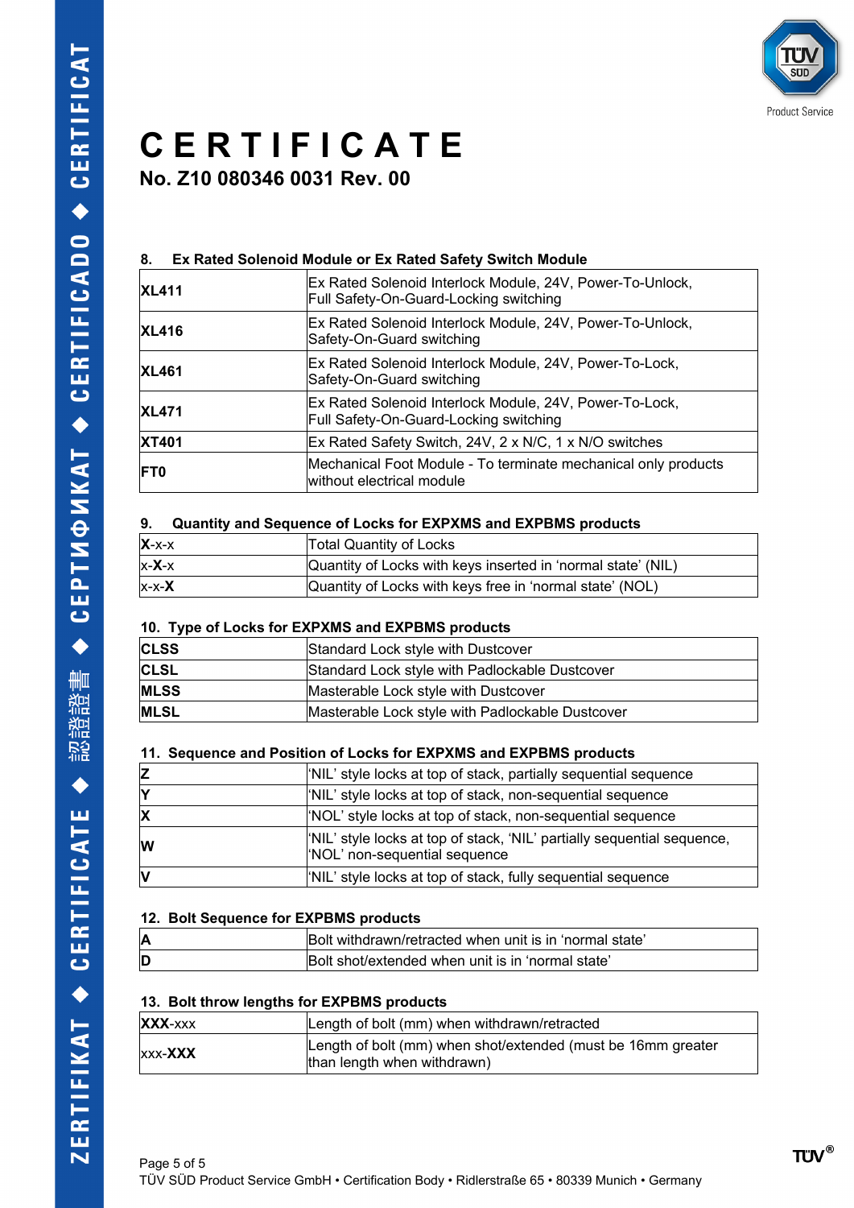# CERTIFICATE

**No. Z10 080346 0031 Rev. 00**

### 8. Ex Rated Solenoid Module or Ex Rated Safety Switch Module

| | |
|---|---|
| **XL411** | Ex Rated Solenoid Interlock Module, 24V, Power-To-Unlock, Full Safety-On-Guard-Locking switching |
| **XL416** | Ex Rated Solenoid Interlock Module, 24V, Power-To-Unlock, Safety-On-Guard switching |
| **XL461** | Ex Rated Solenoid Interlock Module, 24V, Power-To-Lock, Safety-On-Guard switching |
| **XL471** | Ex Rated Solenoid Interlock Module, 24V, Power-To-Lock, Full Safety-On-Guard-Locking switching |
| **XT401** | Ex Rated Safety Switch, 24V, 2 x N/C, 1 x N/O switches |
| **FT0** | Mechanical Foot Module - To terminate mechanical only products without electrical module |

### 9. Quantity and Sequence of Locks for EXPXMS and EXPBMS products

| | |
|---|---|
| **X**-x-x | Total Quantity of Locks |
| x-**X**-x | Quantity of Locks with keys inserted in 'normal state' (NIL) |
| x-x-**X** | Quantity of Locks with keys free in 'normal state' (NOL) |

### 10. Type of Locks for EXPXMS and EXPBMS products

| | |
|---|---|
| **CLSS** | Standard Lock style with Dustcover |
| **CLSL** | Standard Lock style with Padlockable Dustcover |
| **MLSS** | Masterable Lock style with Dustcover |
| **MLSL** | Masterable Lock style with Padlockable Dustcover |

### 11. Sequence and Position of Locks for EXPXMS and EXPBMS products

| | |
|---|---|
| **Z** | 'NIL' style locks at top of stack, partially sequential sequence |
| **Y** | 'NIL' style locks at top of stack, non-sequential sequence |
| **X** | 'NOL' style locks at top of stack, non-sequential sequence |
| **W** | 'NIL' style locks at top of stack, 'NIL' partially sequential sequence, 'NOL' non-sequential sequence |
| **V** | 'NIL' style locks at top of stack, fully sequential sequence |

### 12. Bolt Sequence for EXPBMS products

| | |
|---|---|
| **A** | Bolt withdrawn/retracted when unit is in 'normal state' |
| **D** | Bolt shot/extended when unit is in 'normal state' |

### 13. Bolt throw lengths for EXPBMS products

| | |
|---|---|
| **XXX**-xxx | Length of bolt (mm) when withdrawn/retracted |
| xxx-**XXX** | Length of bolt (mm) when shot/extended (must be 16mm greater than length when withdrawn) |

TÜV SÜD Product Service GmbH • Certification Body • Ridlerstraße 65 • 80339 Munich • Germany